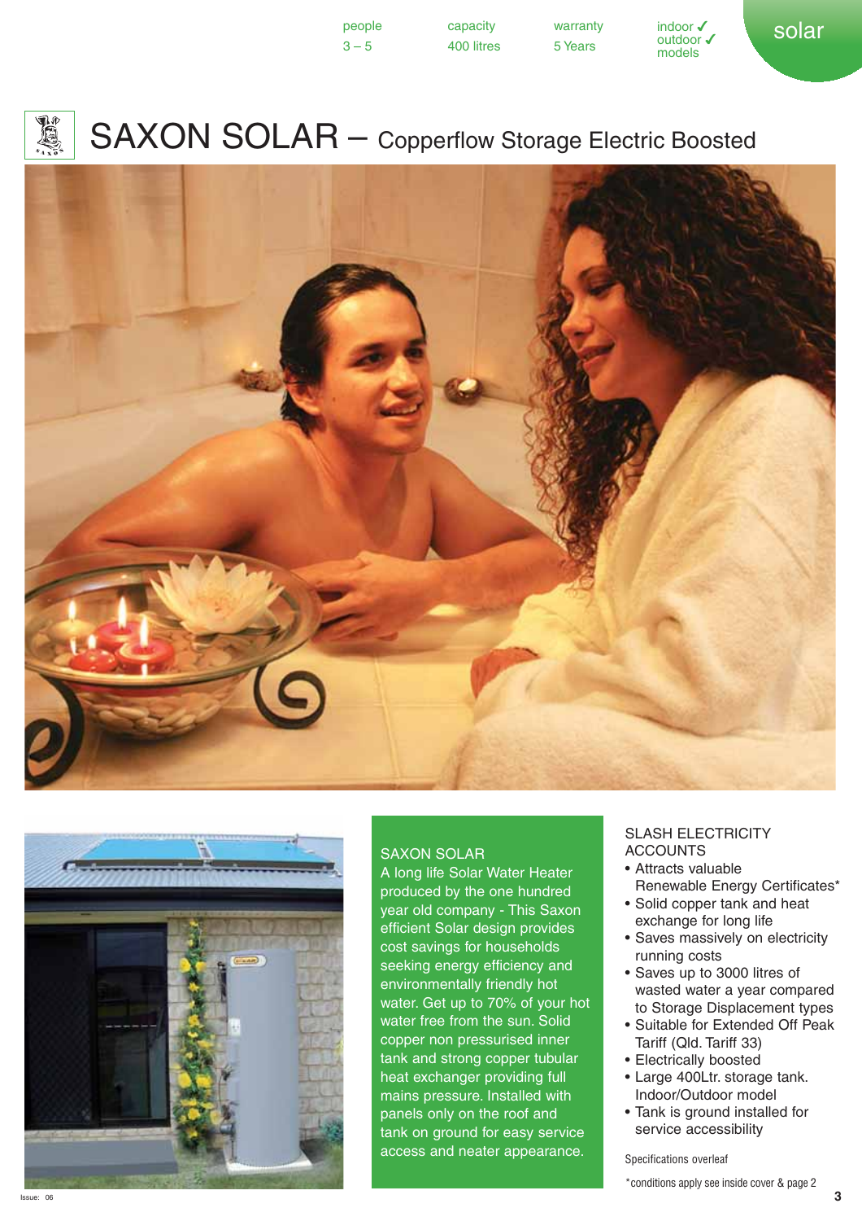people
3 – 5

capacity
400 litres

warranty
5 Years

indoor ✓
outdoor ✓
models

solar

# SAXON SOLAR – Copperflow Storage Electric Boosted

SAXON SOLAR
A long life Solar Water Heater produced by the one hundred year old company - This Saxon efficient Solar design provides cost savings for households seeking energy efficiency and environmentally friendly hot water. Get up to 70% of your hot water free from the sun. Solid copper non pressurised inner tank and strong copper tubular heat exchanger providing full mains pressure. Installed with panels only on the roof and tank on ground for easy service access and neater appearance.

## SLASH ELECTRICITY ACCOUNTS

- Attracts valuable Renewable Energy Certificates*
- Solid copper tank and heat exchange for long life
- Saves massively on electricity running costs
- Saves up to 3000 litres of wasted water a year compared to Storage Displacement types
- Suitable for Extended Off Peak Tariff (Qld. Tariff 33)
- Electrically boosted
- Large 400Ltr. storage tank. Indoor/Outdoor model
- Tank is ground installed for service accessibility

Specifications overleaf

*conditions apply see inside cover & page 2

Issue: 06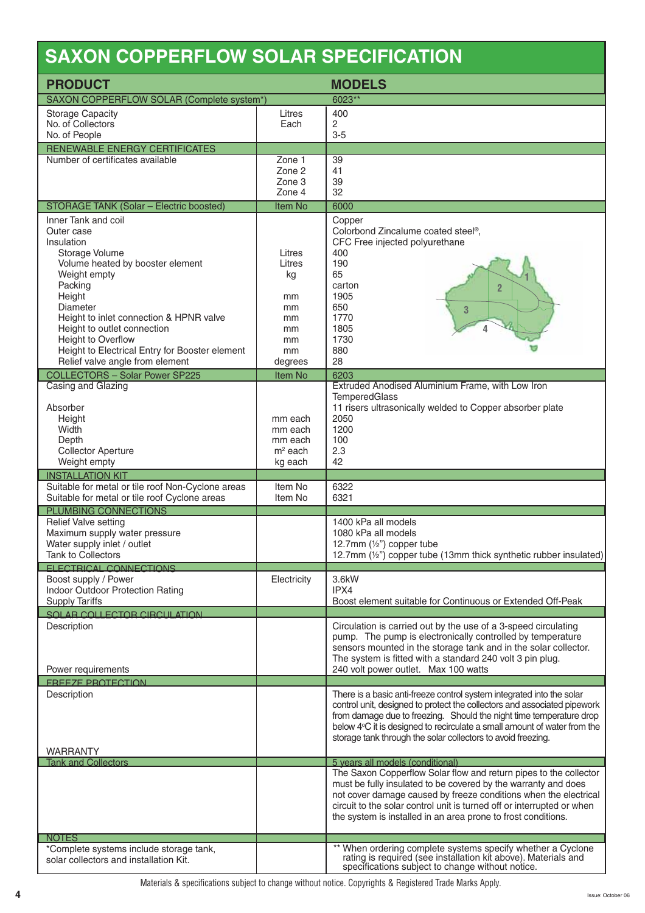# SAXON COPPERFLOW SOLAR SPECIFICATION

| PRODUCT | | MODELS |
|---|---|---|
| SAXON COPPERFLOW SOLAR (Complete system*) | | 6023** |
| Storage Capacity<br>No. of Collectors<br>No. of People | Litres<br>Each | 400<br>2<br>3-5 |
| RENEWABLE ENERGY CERTIFICATES | | |
| Number of certificates available | Zone 1<br>Zone 2<br>Zone 3<br>Zone 4 | 39<br>41<br>39<br>32 |
| STORAGE TANK (Solar – Electric boosted) | Item No | 6000 |
| Inner Tank and coil<br>Outer case<br>Insulation | | Copper<br>Colorbond Zincalume coated steel®,<br>CFC Free injected polyurethane |
| Storage Volume | Litres | 400 |
| Volume heated by booster element | Litres | 190 |
| Weight empty | kg | 65 |
| Packing | | carton |
| Height | mm | 1905 |
| Diameter | mm | 650 |
| Height to inlet connection & HPNR valve | mm | 1770 |
| Height to outlet connection | mm | 1805 |
| Height to Overflow | mm | 1730 |
| Height to Electrical Entry for Booster element | mm | 880 |
| Relief valve angle from element | degrees | 28 |
| COLLECTORS – Solar Power SP225 | Item No | 6203 |
| Casing and Glazing | | Extruded Anodised Aluminium Frame, with Low Iron TemperedGlass |
| Absorber | | 11 risers ultrasonically welded to Copper absorber plate |
| Height | mm each | 2050 |
| Width | mm each | 1200 |
| Depth | mm each | 100 |
| Collector Aperture | $m^2$ each | 2.3 |
| Weight empty | kg each | 42 |
| INSTALLATION KIT | | |
| Suitable for metal or tile roof Non-Cyclone areas | Item No | 6322 |
| Suitable for metal or tile roof Cyclone areas | Item No | 6321 |
| PLUMBING CONNECTIONS | | |
| Relief Valve setting | | 1400 kPa all models |
| Maximum supply water pressure | | 1080 kPa all models |
| Water supply inlet / outlet | | 12.7mm (½") copper tube |
| Tank to Collectors | | 12.7mm (½") copper tube (13mm thick synthetic rubber insulated) |
| ELECTRICAL CONNECTIONS | | |
| Boost supply / Power | Electricity | 3.6kW |
| Indoor Outdoor Protection Rating | | IPX4 |
| Supply Tariffs | | Boost element suitable for Continuous or Extended Off-Peak |
| SOLAR COLLECTOR CIRCULATION | | |
| Description | | Circulation is carried out by the use of a 3-speed circulating pump. The pump is electronically controlled by temperature sensors mounted in the storage tank and in the solar collector. The system is fitted with a standard 240 volt 3 pin plug. |
| Power requirements | | 240 volt power outlet. Max 100 watts |
| FREEZE PROTECTION | | |
| Description | | There is a basic anti-freeze control system integrated into the solar control unit, designed to protect the collectors and associated pipework from damage due to freezing. Should the night time temperature drop below 4°C it is designed to recirculate a small amount of water from the storage tank through the solar collectors to avoid freezing. |
| WARRANTY | | |
| Tank and Collectors | | 5 years all models (conditional) |
| | | The Saxon Copperflow Solar flow and return pipes to the collector must be fully insulated to be covered by the warranty and does not cover damage caused by freeze conditions when the electrical circuit to the solar control unit is turned off or interrupted or when the system is installed in an area prone to frost conditions. |
| NOTES | | |
| *Complete systems include storage tank, solar collectors and installation Kit. | | ** When ordering complete systems specify whether a Cyclone rating is required (see installation kit above). Materials and specifications subject to change without notice. |

1
2
3
4

Materials & specifications subject to change without notice. Copyrights & Registered Trade Marks Apply.

Issue: October 06